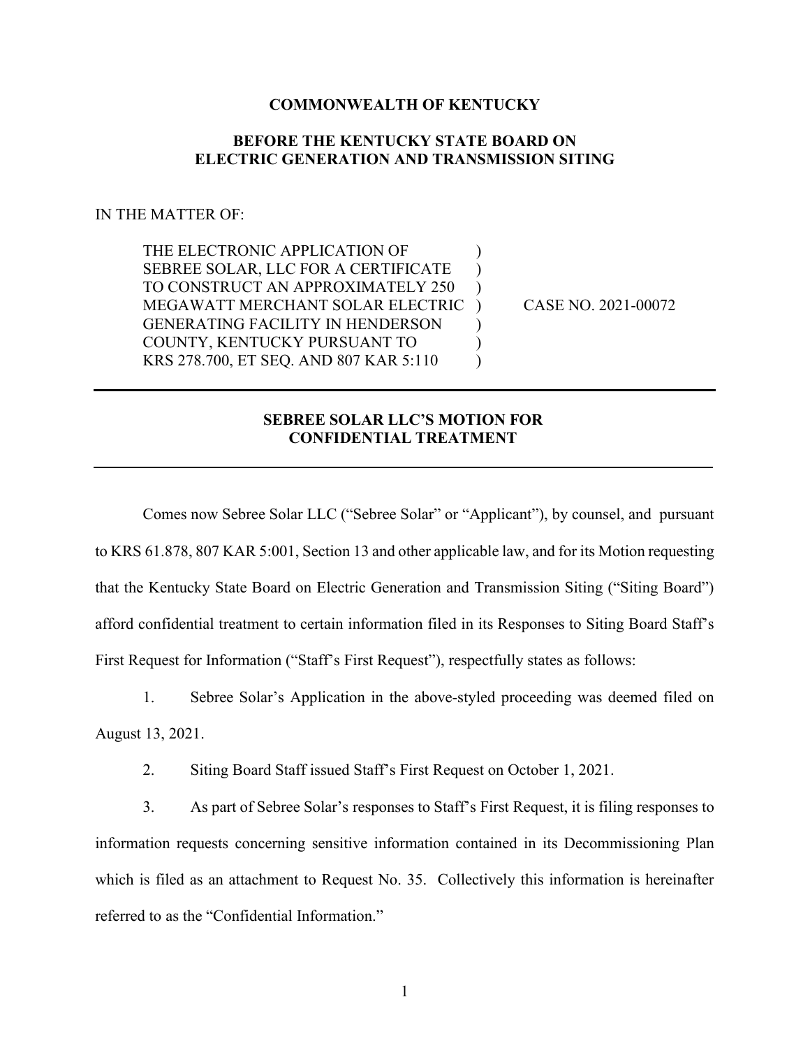**COMMONWEALTH OF KENTUCKY**

**BEFORE THE KENTUCKY STATE BOARD ON ELECTRIC GENERATION AND TRANSMISSION SITING**

IN THE MATTER OF:

| | | |
|---|---|---|
| THE ELECTRONIC APPLICATION OF SEBREE SOLAR, LLC FOR A CERTIFICATE TO CONSTRUCT AN APPROXIMATELY 250 MEGAWATT MERCHANT SOLAR ELECTRIC GENERATING FACILITY IN HENDERSON COUNTY, KENTUCKY PURSUANT TO KRS 278.700, ET SEQ. AND 807 KAR 5:110 | ) | CASE NO. 2021-00072 |

---

**SEBREE SOLAR LLC'S MOTION FOR CONFIDENTIAL TREATMENT**

---

Comes now Sebree Solar LLC ("Sebree Solar" or "Applicant"), by counsel, and pursuant to KRS 61.878, 807 KAR 5:001, Section 13 and other applicable law, and for its Motion requesting that the Kentucky State Board on Electric Generation and Transmission Siting ("Siting Board") afford confidential treatment to certain information filed in its Responses to Siting Board Staff's First Request for Information ("Staff's First Request"), respectfully states as follows:

1. Sebree Solar's Application in the above-styled proceeding was deemed filed on August 13, 2021.

2. Siting Board Staff issued Staff's First Request on October 1, 2021.

3. As part of Sebree Solar's responses to Staff's First Request, it is filing responses to information requests concerning sensitive information contained in its Decommissioning Plan which is filed as an attachment to Request No. 35. Collectively this information is hereinafter referred to as the "Confidential Information."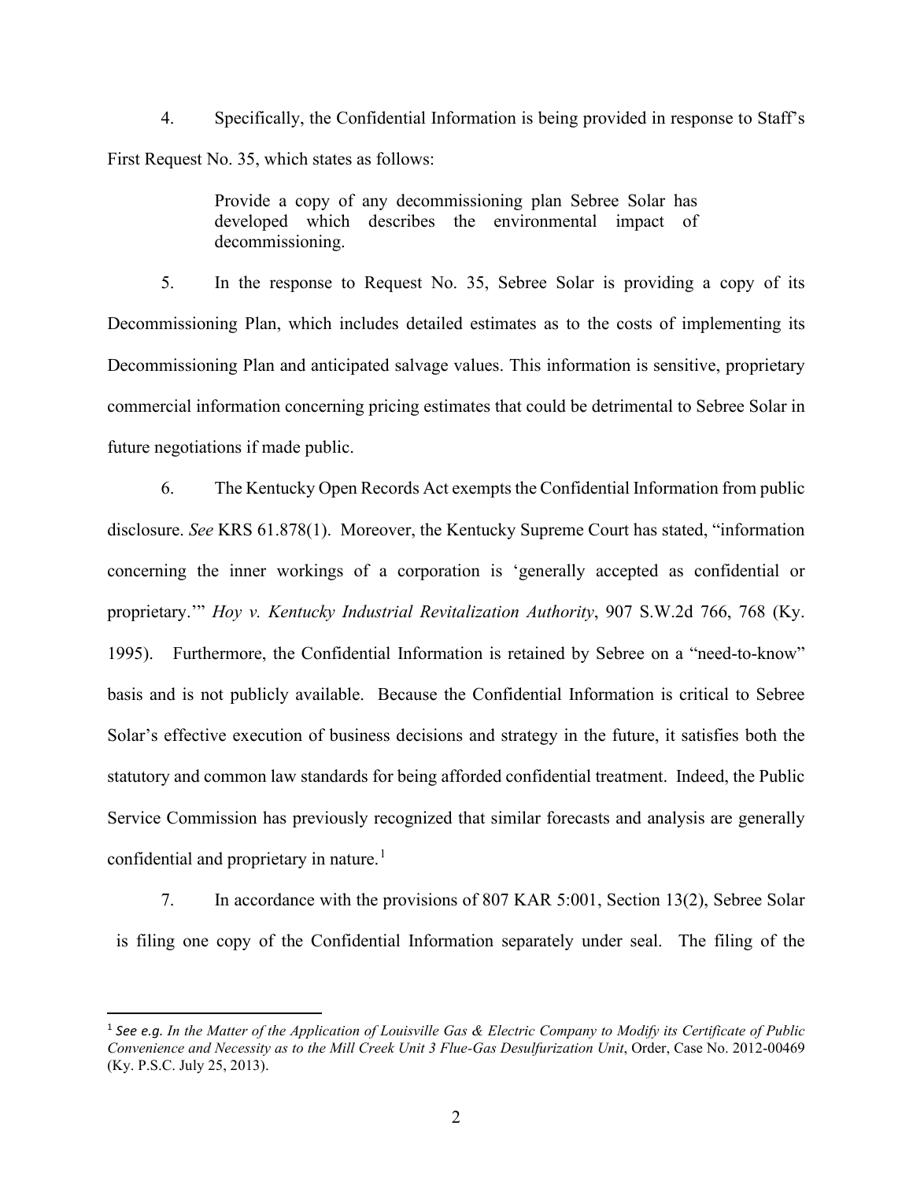4. Specifically, the Confidential Information is being provided in response to Staff's First Request No. 35, which states as follows:

> Provide a copy of any decommissioning plan Sebree Solar has developed which describes the environmental impact of decommissioning.

5. In the response to Request No. 35, Sebree Solar is providing a copy of its Decommissioning Plan, which includes detailed estimates as to the costs of implementing its Decommissioning Plan and anticipated salvage values. This information is sensitive, proprietary commercial information concerning pricing estimates that could be detrimental to Sebree Solar in future negotiations if made public.

6. The Kentucky Open Records Act exempts the Confidential Information from public disclosure. *See* KRS 61.878(1). Moreover, the Kentucky Supreme Court has stated, "information concerning the inner workings of a corporation is 'generally accepted as confidential or proprietary.'" *Hoy v. Kentucky Industrial Revitalization Authority*, 907 S.W.2d 766, 768 (Ky. 1995). Furthermore, the Confidential Information is retained by Sebree on a "need-to-know" basis and is not publicly available. Because the Confidential Information is critical to Sebree Solar's effective execution of business decisions and strategy in the future, it satisfies both the statutory and common law standards for being afforded confidential treatment. Indeed, the Public Service Commission has previously recognized that similar forecasts and analysis are generally confidential and proprietary in nature.[1]

7. In accordance with the provisions of 807 KAR 5:001, Section 13(2), Sebree Solar is filing one copy of the Confidential Information separately under seal. The filing of the

---

[1] *See e.g. In the Matter of the Application of Louisville Gas & Electric Company to Modify its Certificate of Public Convenience and Necessity as to the Mill Creek Unit 3 Flue-Gas Desulfurization Unit*, Order, Case No. 2012-00469 (Ky. P.S.C. July 25, 2013).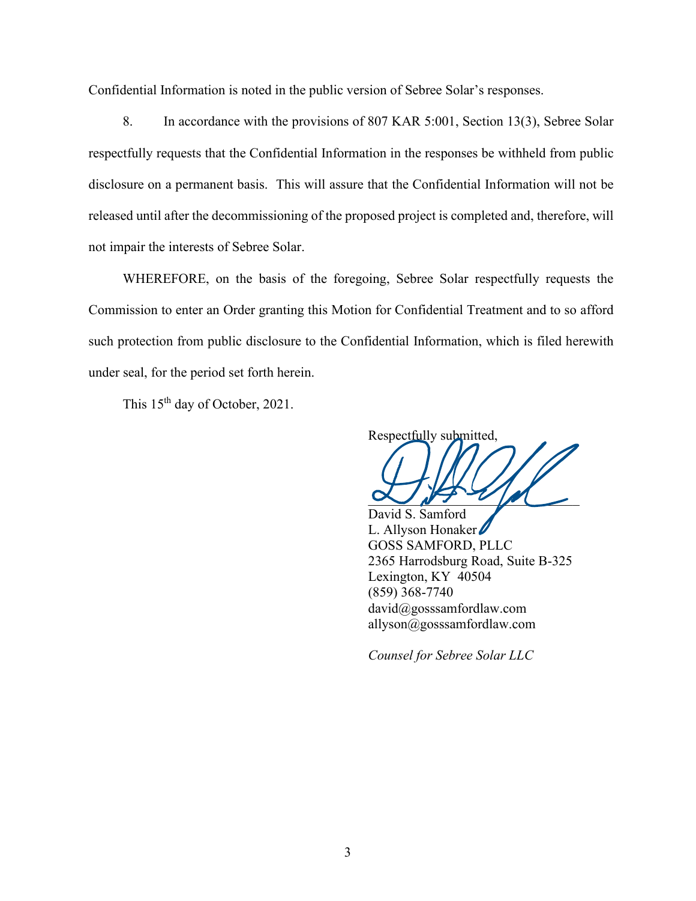Confidential Information is noted in the public version of Sebree Solar's responses.

8. In accordance with the provisions of 807 KAR 5:001, Section 13(3), Sebree Solar respectfully requests that the Confidential Information in the responses be withheld from public disclosure on a permanent basis. This will assure that the Confidential Information will not be released until after the decommissioning of the proposed project is completed and, therefore, will not impair the interests of Sebree Solar.

WHEREFORE, on the basis of the foregoing, Sebree Solar respectfully requests the Commission to enter an Order granting this Motion for Confidential Treatment and to so afford such protection from public disclosure to the Confidential Information, which is filed herewith under seal, for the period set forth herein.

This 15th day of October, 2021.

Respectfully submitted,

David S. Samford
L. Allyson Honaker
GOSS SAMFORD, PLLC
2365 Harrodsburg Road, Suite B-325
Lexington, KY 40504
(859) 368-7740
david@gosssamfordlaw.com
allyson@gosssamfordlaw.com

*Counsel for Sebree Solar LLC*